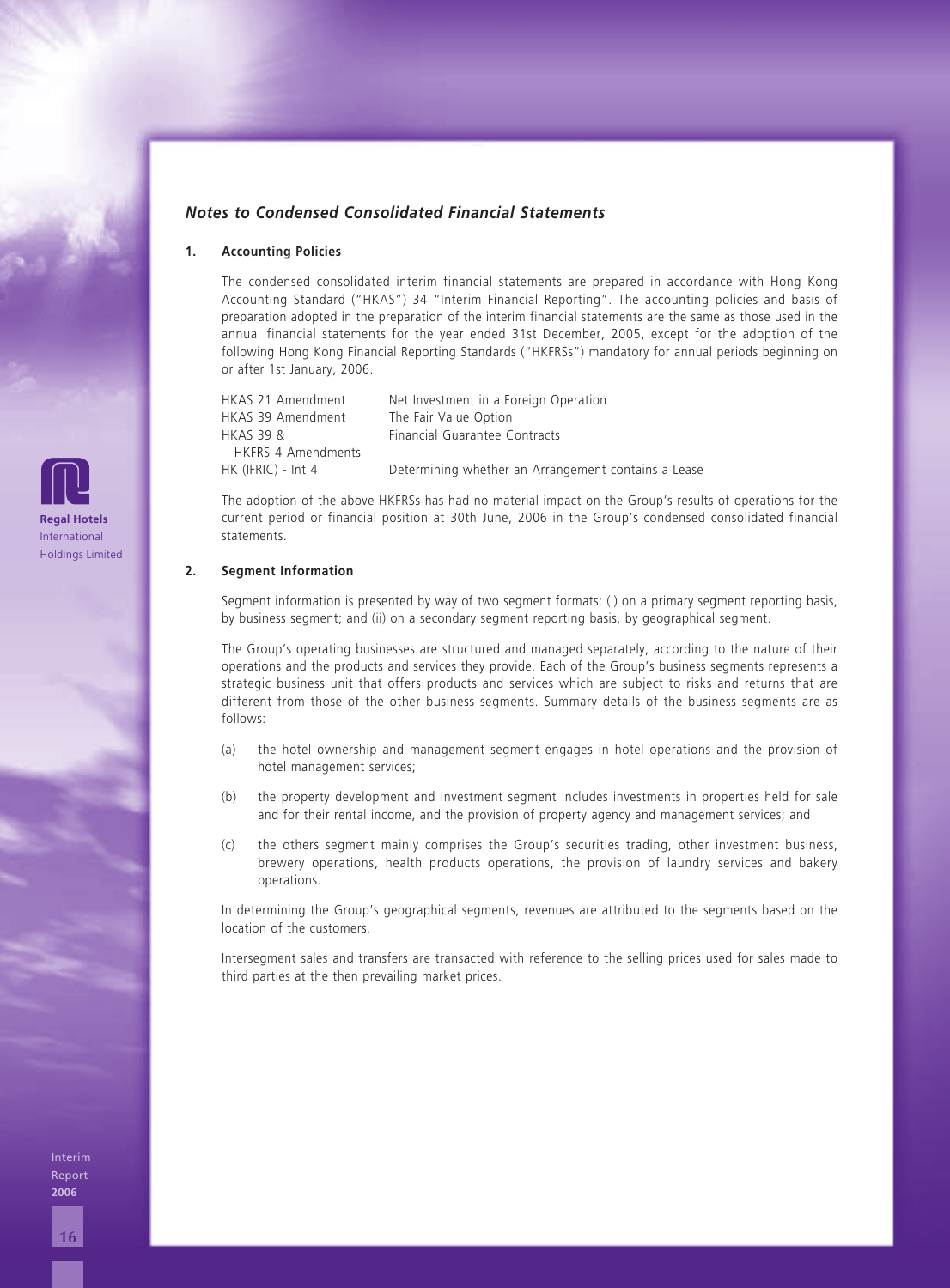## *Notes to Condensed Consolidated Financial Statements*

### 1. Accounting Policies

The condensed consolidated interim financial statements are prepared in accordance with Hong Kong Accounting Standard ("HKAS") 34 "Interim Financial Reporting". The accounting policies and basis of preparation adopted in the preparation of the interim financial statements are the same as those used in the annual financial statements for the year ended 31st December, 2005, except for the adoption of the following Hong Kong Financial Reporting Standards ("HKFRSs") mandatory for annual periods beginning on or after 1st January, 2006.

| | |
|---|---|
| HKAS 21 Amendment | Net Investment in a Foreign Operation |
| HKAS 39 Amendment | The Fair Value Option |
| HKAS 39 & HKFRS 4 Amendments | Financial Guarantee Contracts |
| HK (IFRIC) - Int 4 | Determining whether an Arrangement contains a Lease |

The adoption of the above HKFRSs has had no material impact on the Group's results of operations for the current period or financial position at 30th June, 2006 in the Group's condensed consolidated financial statements.

### 2. Segment Information

Segment information is presented by way of two segment formats: (i) on a primary segment reporting basis, by business segment; and (ii) on a secondary segment reporting basis, by geographical segment.

The Group's operating businesses are structured and managed separately, according to the nature of their operations and the products and services they provide. Each of the Group's business segments represents a strategic business unit that offers products and services which are subject to risks and returns that are different from those of the other business segments. Summary details of the business segments are as follows:

(a) the hotel ownership and management segment engages in hotel operations and the provision of hotel management services;

(b) the property development and investment segment includes investments in properties held for sale and for their rental income, and the provision of property agency and management services; and

(c) the others segment mainly comprises the Group's securities trading, other investment business, brewery operations, health products operations, the provision of laundry services and bakery operations.

In determining the Group's geographical segments, revenues are attributed to the segments based on the location of the customers.

Intersegment sales and transfers are transacted with reference to the selling prices used for sales made to third parties at the then prevailing market prices.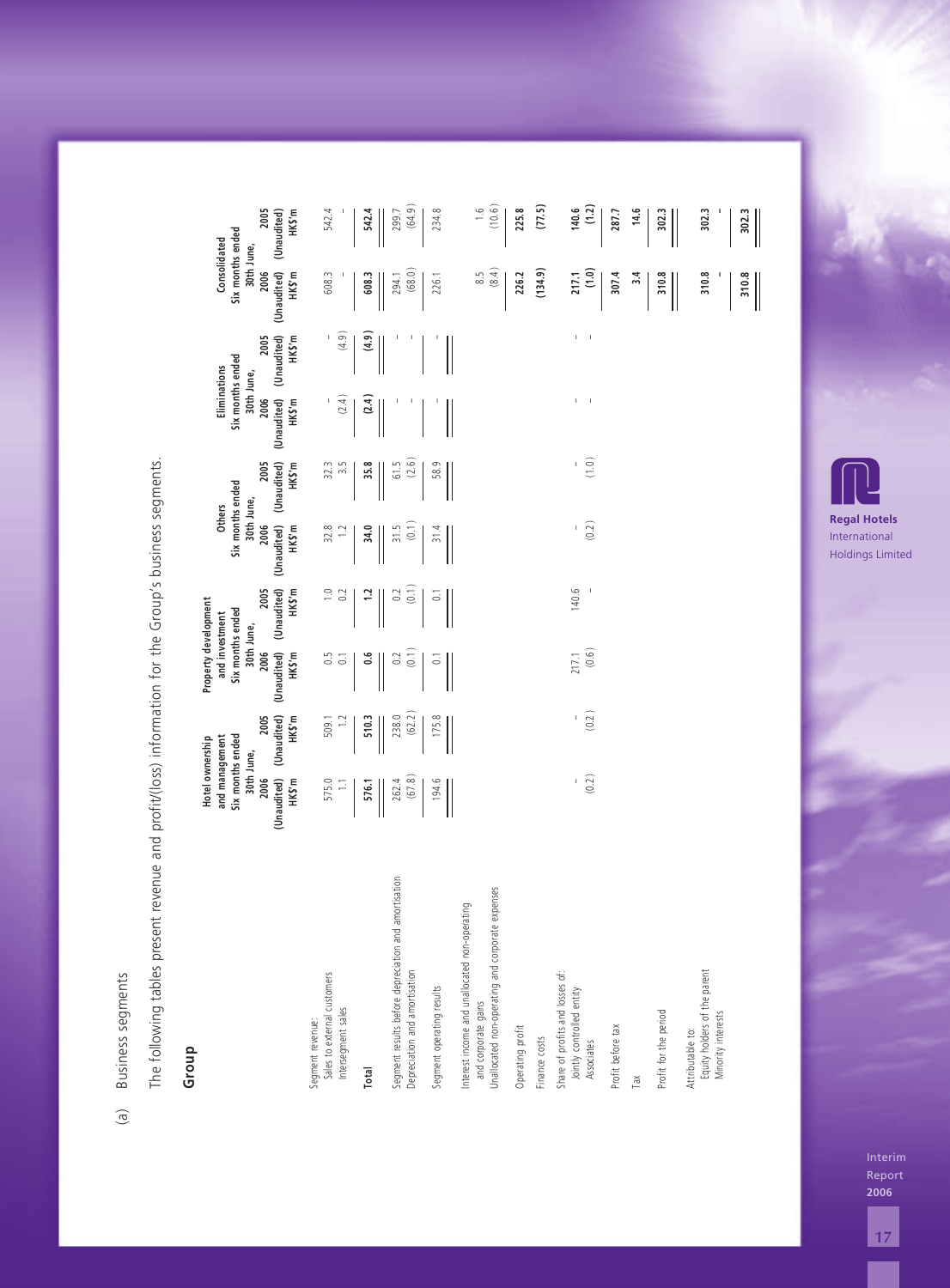(a) Business segments

The following tables present revenue and profit/(loss) information for the Group's business segments.

## Group

| | Hotel ownership and management Six months ended 30th June, | | Property development and investment Six months ended 30th June, | | Others Six months ended 30th June, | | Eliminations Six months ended 30th June, | | Consolidated Six months ended 30th June, | |
|---|---|---|---|---|---|---|---|---|---|---|
| | 2006 (Unaudited) HK$'m | 2005 (Unaudited) HK$'m | 2006 (Unaudited) HK$'m | 2005 (Unaudited) HK$'m | 2006 (Unaudited) HK$'m | 2005 (Unaudited) HK$'m | 2006 (Unaudited) HK$'m | 2005 (Unaudited) HK$'m | 2006 (Unaudited) HK$'m | 2005 (Unaudited) HK$'m |
| Segment revenue: | | | | | | | | | | |
| Sales to external customers | 575.0 | 509.1 | 0.5 | 1.0 | 32.8 | 32.3 | – | – | 608.3 | 542.4 |
| Intersegment sales | 1.1 | 1.2 | 0.1 | 0.2 | 1.2 | 3.5 | (2.4) | (4.9) | – | – |
| **Total** | **576.1** | **510.3** | **0.6** | **1.2** | **34.0** | **35.8** | **(2.4)** | **(4.9)** | **608.3** | **542.4** |
| Segment results before depreciation and amortisation | 262.4 | 238.0 | 0.2 | 0.2 | 31.5 | 61.5 | – | – | 294.1 | 299.7 |
| Depreciation and amortisation | (67.8) | (62.2) | (0.1) | (0.1) | (0.1) | (2.6) | – | – | (68.0) | (64.9) |
| Segment operating results | 194.6 | 175.8 | 0.1 | 0.1 | 31.4 | 58.9 | – | – | 226.1 | 234.8 |
| Interest income and unallocated non-operating and corporate gains | | | | | | | | | 8.5 | 1.6 |
| Unallocated non-operating and corporate expenses | | | | | | | | | (8.4) | (10.6) |
| Operating profit | | | | | | | | | 226.2 | 225.8 |
| Finance costs | | | | | | | | | (134.9) | (77.5) |
| Share of profits and losses of: | | | | | | | | | | |
| Jointly controlled entity | – | – | 217.1 | 140.6 | – | – | – | – | 217.1 | 140.6 |
| Associates | (0.2) | (0.2) | (0.6) | – | (0.2) | (1.0) | – | – | (1.0) | (1.2) |
| Profit before tax | | | | | | | | | 307.4 | 287.7 |
| Tax | | | | | | | | | 3.4 | 14.6 |
| Profit for the period | | | | | | | | | 310.8 | 302.3 |
| Attributable to: | | | | | | | | | | |
| Equity holders of the parent | | | | | | | | | 310.8 | 302.3 |
| Minority interests | | | | | | | | | – | – |
| | | | | | | | | | 310.8 | 302.3 |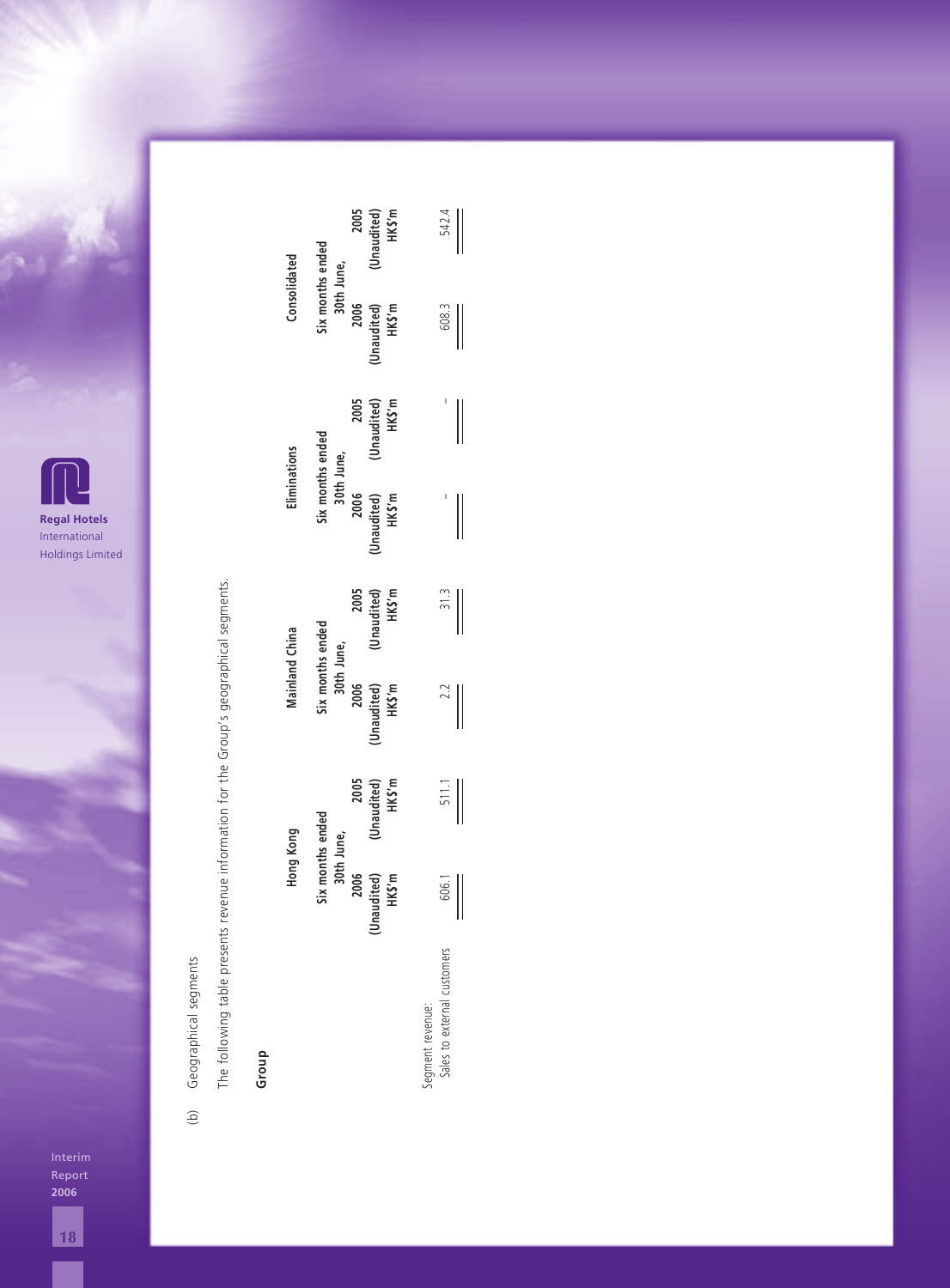(b) Geographical segments

The following table presents revenue information for the Group's geographical segments.

**Group**

| | Hong Kong | | Mainland China | | Eliminations | | Consolidated | |
|---|---|---|---|---|---|---|---|---|
| | Six months ended 30th June, | | Six months ended 30th June, | | Six months ended 30th June, | | Six months ended 30th June, | |
| | 2006 (Unaudited) HK$'m | 2005 (Unaudited) HK$'m | 2006 (Unaudited) HK$'m | 2005 (Unaudited) HK$'m | 2006 (Unaudited) HK$'m | 2005 (Unaudited) HK$'m | 2006 (Unaudited) HK$'m | 2005 (Unaudited) HK$'m |
| Segment revenue: | | | | | | | | |
| Sales to external customers | 606.1 | 511.1 | 2.2 | 31.3 | – | – | 608.3 | 542.4 |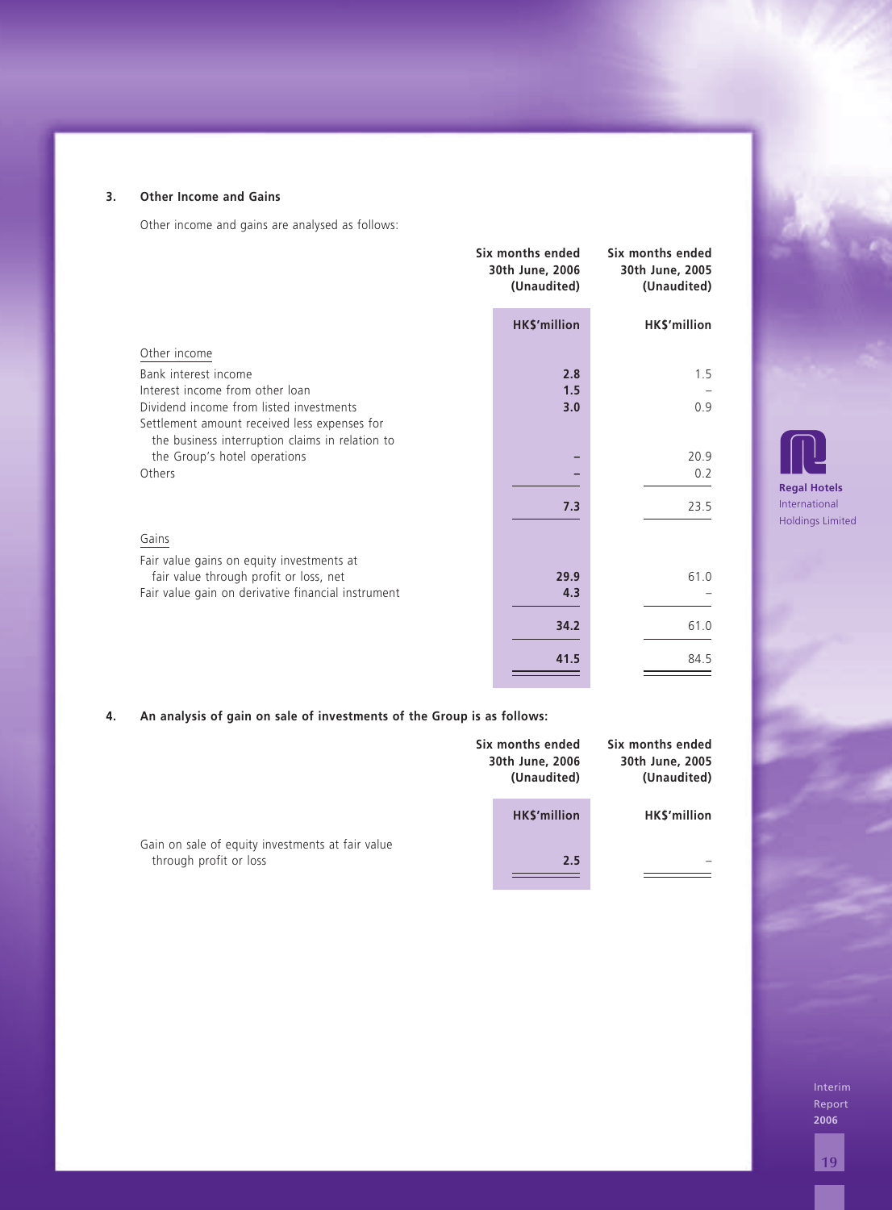### 3. Other Income and Gains

Other income and gains are analysed as follows:

| | Six months ended 30th June, 2006 (Unaudited) | Six months ended 30th June, 2005 (Unaudited) |
|---|---|---|
| | **HK$'million** | **HK$'million** |
| Other income | | |
| Bank interest income | **2.8** | 1.5 |
| Interest income from other loan | **1.5** | – |
| Dividend income from listed investments | **3.0** | 0.9 |
| Settlement amount received less expenses for the business interruption claims in relation to the Group's hotel operations | **–** | 20.9 |
| Others | **–** | 0.2 |
| | **7.3** | 23.5 |
| Gains | | |
| Fair value gains on equity investments at fair value through profit or loss, net | **29.9** | 61.0 |
| Fair value gain on derivative financial instrument | **4.3** | – |
| | **34.2** | 61.0 |
| | **41.5** | 84.5 |

### 4. An analysis of gain on sale of investments of the Group is as follows:

| | Six months ended 30th June, 2006 (Unaudited) | Six months ended 30th June, 2005 (Unaudited) |
|---|---|---|
| | **HK$'million** | **HK$'million** |
| Gain on sale of equity investments at fair value through profit or loss | **2.5** | – |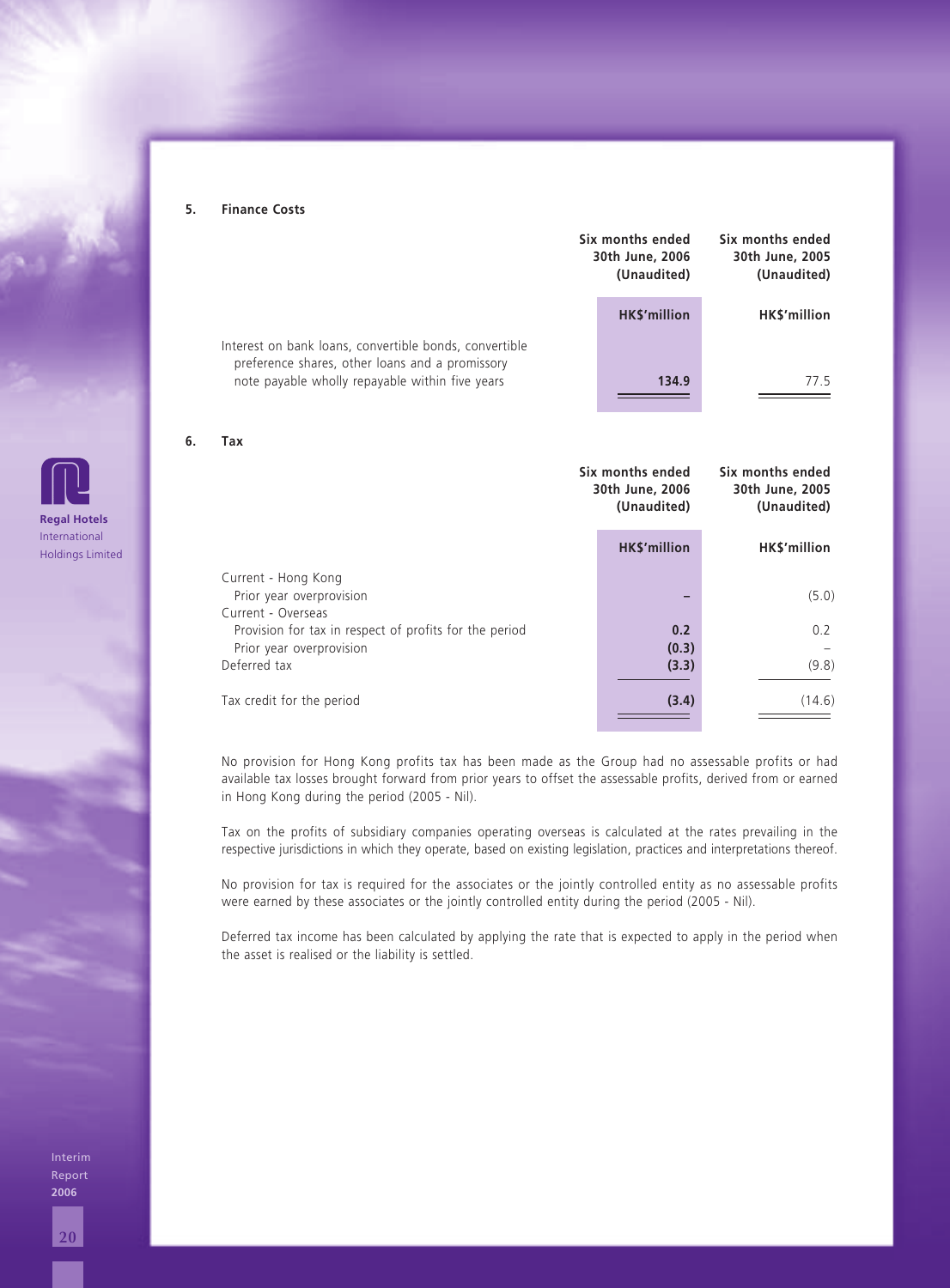## 5. Finance Costs

| | Six months ended 30th June, 2006 (Unaudited) | Six months ended 30th June, 2005 (Unaudited) |
|---|---|---|
| | **HK$'million** | HK$'million |
| Interest on bank loans, convertible bonds, convertible preference shares, other loans and a promissory note payable wholly repayable within five years | **134.9** | 77.5 |

## 6. Tax

| | Six months ended 30th June, 2006 (Unaudited) | Six months ended 30th June, 2005 (Unaudited) |
|---|---|---|
| | **HK$'million** | HK$'million |
| Current - Hong Kong | | |
| Prior year overprovision | **–** | (5.0) |
| Current - Overseas | | |
| Provision for tax in respect of profits for the period | **0.2** | 0.2 |
| Prior year overprovision | **(0.3)** | – |
| Deferred tax | **(3.3)** | (9.8) |
| Tax credit for the period | **(3.4)** | (14.6) |

No provision for Hong Kong profits tax has been made as the Group had no assessable profits or had available tax losses brought forward from prior years to offset the assessable profits, derived from or earned in Hong Kong during the period (2005 - Nil).

Tax on the profits of subsidiary companies operating overseas is calculated at the rates prevailing in the respective jurisdictions in which they operate, based on existing legislation, practices and interpretations thereof.

No provision for tax is required for the associates or the jointly controlled entity as no assessable profits were earned by these associates or the jointly controlled entity during the period (2005 - Nil).

Deferred tax income has been calculated by applying the rate that is expected to apply in the period when the asset is realised or the liability is settled.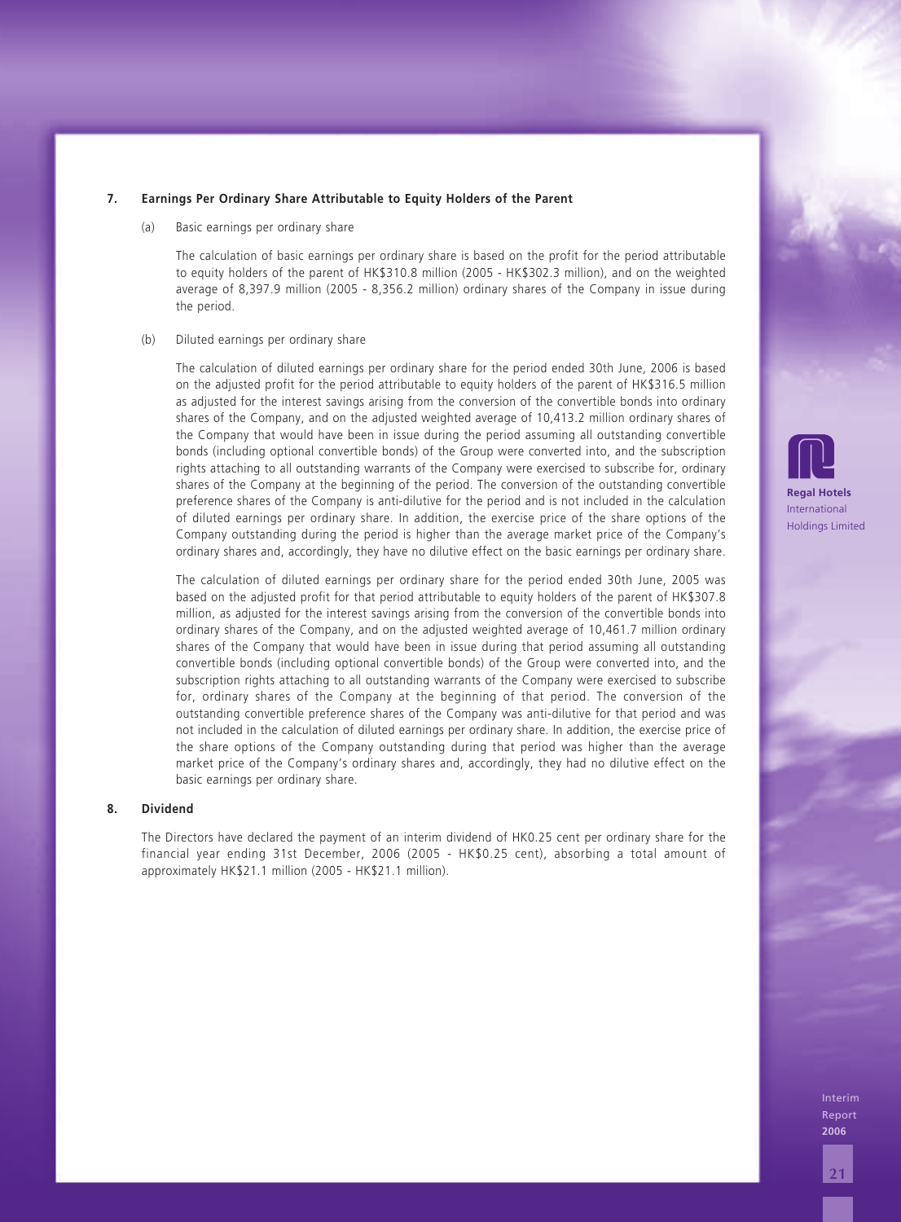## 7. Earnings Per Ordinary Share Attributable to Equity Holders of the Parent

(a) Basic earnings per ordinary share

The calculation of basic earnings per ordinary share is based on the profit for the period attributable to equity holders of the parent of HK$310.8 million (2005 - HK$302.3 million), and on the weighted average of 8,397.9 million (2005 - 8,356.2 million) ordinary shares of the Company in issue during the period.

(b) Diluted earnings per ordinary share

The calculation of diluted earnings per ordinary share for the period ended 30th June, 2006 is based on the adjusted profit for the period attributable to equity holders of the parent of HK$316.5 million as adjusted for the interest savings arising from the conversion of the convertible bonds into ordinary shares of the Company, and on the adjusted weighted average of 10,413.2 million ordinary shares of the Company that would have been in issue during the period assuming all outstanding convertible bonds (including optional convertible bonds) of the Group were converted into, and the subscription rights attaching to all outstanding warrants of the Company were exercised to subscribe for, ordinary shares of the Company at the beginning of the period. The conversion of the outstanding convertible preference shares of the Company is anti-dilutive for the period and is not included in the calculation of diluted earnings per ordinary share. In addition, the exercise price of the share options of the Company outstanding during the period is higher than the average market price of the Company's ordinary shares and, accordingly, they have no dilutive effect on the basic earnings per ordinary share.

The calculation of diluted earnings per ordinary share for the period ended 30th June, 2005 was based on the adjusted profit for that period attributable to equity holders of the parent of HK$307.8 million, as adjusted for the interest savings arising from the conversion of the convertible bonds into ordinary shares of the Company, and on the adjusted weighted average of 10,461.7 million ordinary shares of the Company that would have been in issue during that period assuming all outstanding convertible bonds (including optional convertible bonds) of the Group were converted into, and the subscription rights attaching to all outstanding warrants of the Company were exercised to subscribe for, ordinary shares of the Company at the beginning of that period. The conversion of the outstanding convertible preference shares of the Company was anti-dilutive for that period and was not included in the calculation of diluted earnings per ordinary share. In addition, the exercise price of the share options of the Company outstanding during that period was higher than the average market price of the Company's ordinary shares and, accordingly, they had no dilutive effect on the basic earnings per ordinary share.

## 8. Dividend

The Directors have declared the payment of an interim dividend of HK0.25 cent per ordinary share for the financial year ending 31st December, 2006 (2005 - HK$0.25 cent), absorbing a total amount of approximately HK$21.1 million (2005 - HK$21.1 million).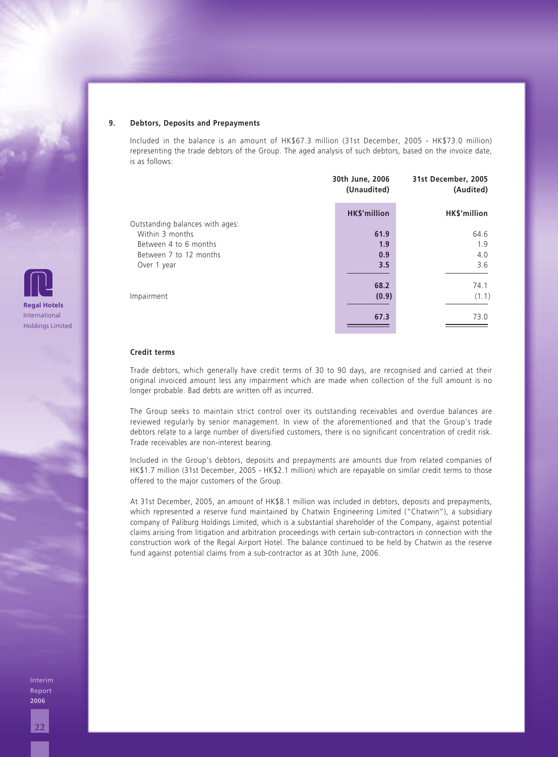### 9. Debtors, Deposits and Prepayments

Included in the balance is an amount of HK$67.3 million (31st December, 2005 - HK$73.0 million) representing the trade debtors of the Group. The aged analysis of such debtors, based on the invoice date, is as follows:

| | 30th June, 2006 (Unaudited) | 31st December, 2005 (Audited) |
|---|---|---|
| | **HK$'million** | **HK$'million** |
| Outstanding balances with ages: | | |
| Within 3 months | **61.9** | 64.6 |
| Between 4 to 6 months | **1.9** | 1.9 |
| Between 7 to 12 months | **0.9** | 4.0 |
| Over 1 year | **3.5** | 3.6 |
| | **68.2** | 74.1 |
| Impairment | **(0.9)** | (1.1) |
| | **67.3** | 73.0 |

**Credit terms**

Trade debtors, which generally have credit terms of 30 to 90 days, are recognised and carried at their original invoiced amount less any impairment which are made when collection of the full amount is no longer probable. Bad debts are written off as incurred.

The Group seeks to maintain strict control over its outstanding receivables and overdue balances are reviewed regularly by senior management. In view of the aforementioned and that the Group's trade debtors relate to a large number of diversified customers, there is no significant concentration of credit risk. Trade receivables are non-interest bearing.

Included in the Group's debtors, deposits and prepayments are amounts due from related companies of HK$1.7 million (31st December, 2005 - HK$2.1 million) which are repayable on similar credit terms to those offered to the major customers of the Group.

At 31st December, 2005, an amount of HK$8.1 million was included in debtors, deposits and prepayments, which represented a reserve fund maintained by Chatwin Engineering Limited ("Chatwin"), a subsidiary company of Paliburg Holdings Limited, which is a substantial shareholder of the Company, against potential claims arising from litigation and arbitration proceedings with certain sub-contractors in connection with the construction work of the Regal Airport Hotel. The balance continued to be held by Chatwin as the reserve fund against potential claims from a sub-contractor as at 30th June, 2006.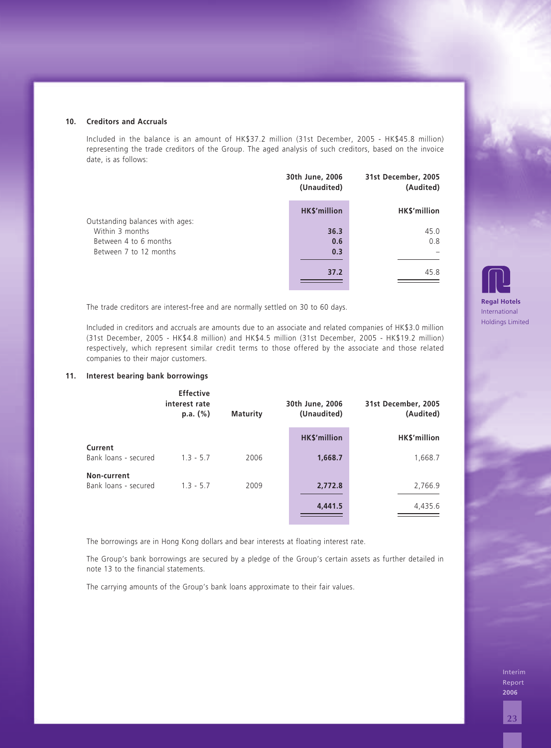## 10. Creditors and Accruals

Included in the balance is an amount of HK$37.2 million (31st December, 2005 - HK$45.8 million) representing the trade creditors of the Group. The aged analysis of such creditors, based on the invoice date, is as follows:

| | 30th June, 2006 (Unaudited) | 31st December, 2005 (Audited) |
|---|---|---|
| | **HK$'million** | HK$'million |
| Outstanding balances with ages: | | |
| Within 3 months | **36.3** | 45.0 |
| Between 4 to 6 months | **0.6** | 0.8 |
| Between 7 to 12 months | **0.3** | – |
| | **37.2** | 45.8 |

The trade creditors are interest-free and are normally settled on 30 to 60 days.

Included in creditors and accruals are amounts due to an associate and related companies of HK$3.0 million (31st December, 2005 - HK$4.8 million) and HK$4.5 million (31st December, 2005 - HK$19.2 million) respectively, which represent similar credit terms to those offered by the associate and those related companies to their major customers.

## 11. Interest bearing bank borrowings

| | Effective interest rate p.a. (%) | Maturity | 30th June, 2006 (Unaudited) | 31st December, 2005 (Audited) |
|---|---|---|---|---|
| | | | **HK$'million** | HK$'million |
| **Current** | | | | |
| Bank loans - secured | 1.3 - 5.7 | 2006 | **1,668.7** | 1,668.7 |
| **Non-current** | | | | |
| Bank loans - secured | 1.3 - 5.7 | 2009 | **2,772.8** | 2,766.9 |
| | | | **4,441.5** | 4,435.6 |

The borrowings are in Hong Kong dollars and bear interests at floating interest rate.

The Group's bank borrowings are secured by a pledge of the Group's certain assets as further detailed in note 13 to the financial statements.

The carrying amounts of the Group's bank loans approximate to their fair values.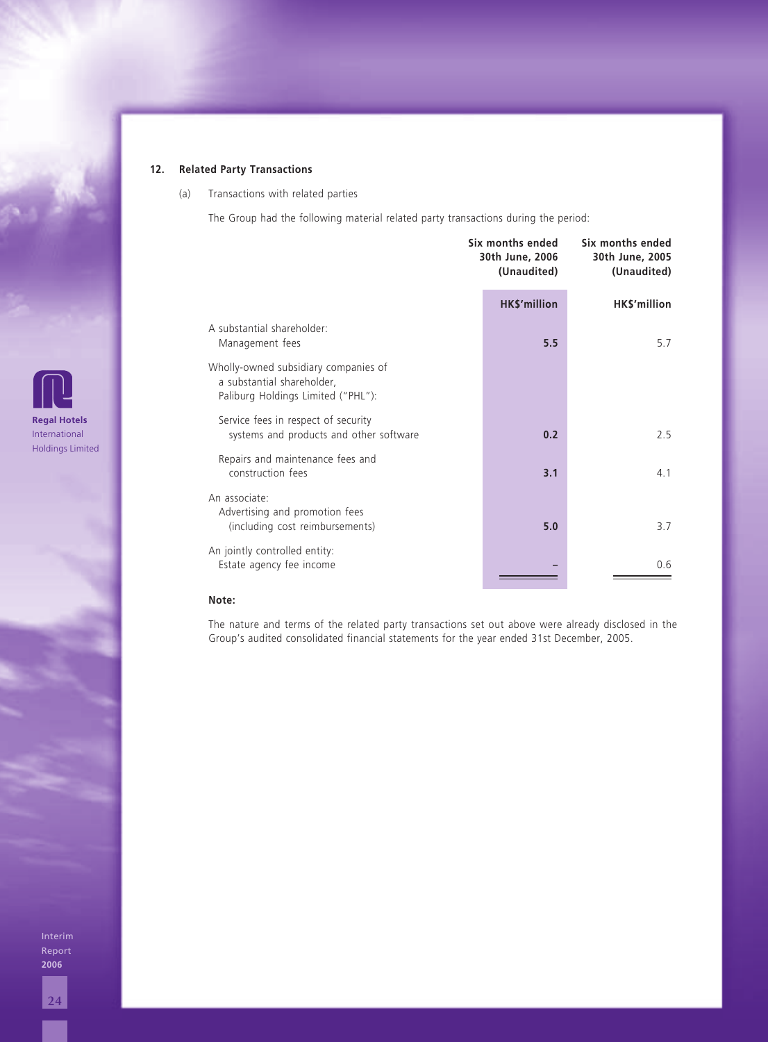## 12. Related Party Transactions

(a) Transactions with related parties

The Group had the following material related party transactions during the period:

| | Six months ended 30th June, 2006 (Unaudited) | Six months ended 30th June, 2005 (Unaudited) |
|---|---|---|
| | **HK$'million** | **HK$'million** |
| A substantial shareholder: | | |
| Management fees | **5.5** | 5.7 |
| Wholly-owned subsidiary companies of a substantial shareholder, Paliburg Holdings Limited ("PHL"): | | |
| Service fees in respect of security systems and products and other software | **0.2** | 2.5 |
| Repairs and maintenance fees and construction fees | **3.1** | 4.1 |
| An associate: | | |
| Advertising and promotion fees (including cost reimbursements) | **5.0** | 3.7 |
| An jointly controlled entity: | | |
| Estate agency fee income | **–** | 0.6 |

**Note:**

The nature and terms of the related party transactions set out above were already disclosed in the Group's audited consolidated financial statements for the year ended 31st December, 2005.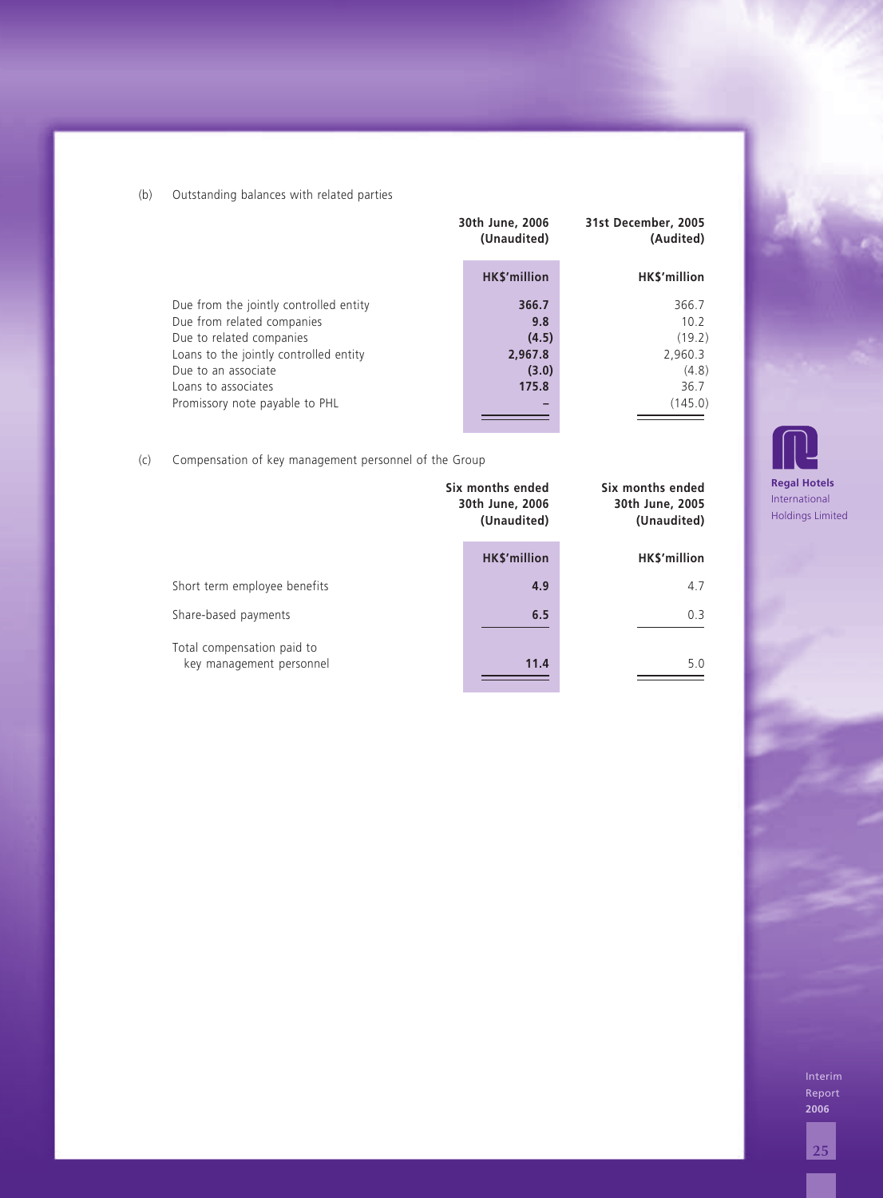(b) Outstanding balances with related parties

| | 30th June, 2006 (Unaudited) | 31st December, 2005 (Audited) |
|---|---|---|
| | HK$'million | HK$'million |
| Due from the jointly controlled entity | **366.7** | 366.7 |
| Due from related companies | **9.8** | 10.2 |
| Due to related companies | **(4.5)** | (19.2) |
| Loans to the jointly controlled entity | **2,967.8** | 2,960.3 |
| Due to an associate | **(3.0)** | (4.8) |
| Loans to associates | **175.8** | 36.7 |
| Promissory note payable to PHL | **–** | (145.0) |

(c) Compensation of key management personnel of the Group

| | Six months ended 30th June, 2006 (Unaudited) | Six months ended 30th June, 2005 (Unaudited) |
|---|---|---|
| | HK$'million | HK$'million |
| Short term employee benefits | **4.9** | 4.7 |
| Share-based payments | **6.5** | 0.3 |
| Total compensation paid to key management personnel | **11.4** | 5.0 |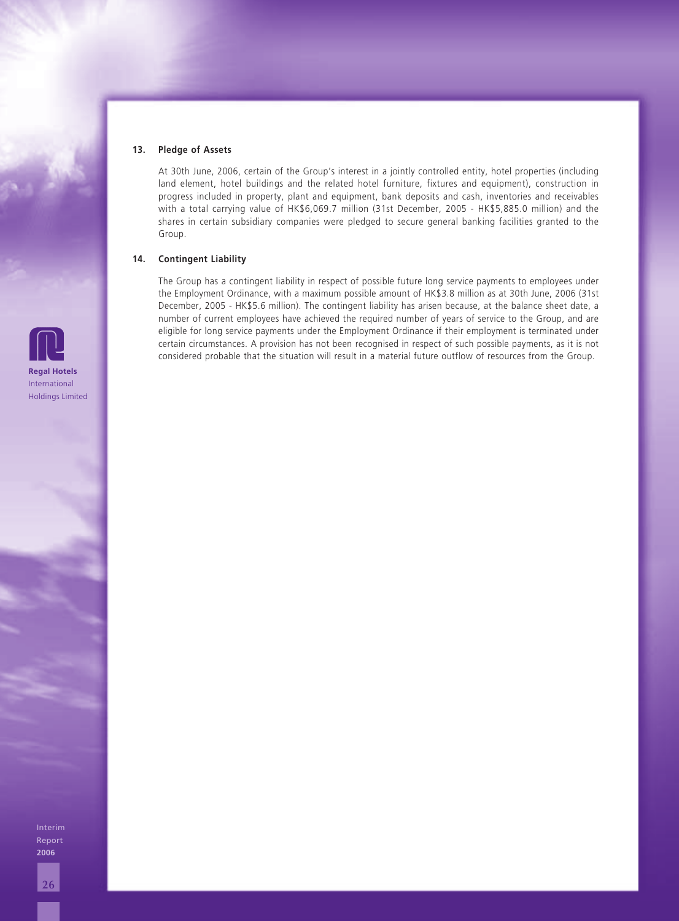### 13. Pledge of Assets

At 30th June, 2006, certain of the Group's interest in a jointly controlled entity, hotel properties (including land element, hotel buildings and the related hotel furniture, fixtures and equipment), construction in progress included in property, plant and equipment, bank deposits and cash, inventories and receivables with a total carrying value of HK$6,069.7 million (31st December, 2005 - HK$5,885.0 million) and the shares in certain subsidiary companies were pledged to secure general banking facilities granted to the Group.

### 14. Contingent Liability

The Group has a contingent liability in respect of possible future long service payments to employees under the Employment Ordinance, with a maximum possible amount of HK$3.8 million as at 30th June, 2006 (31st December, 2005 - HK$5.6 million). The contingent liability has arisen because, at the balance sheet date, a number of current employees have achieved the required number of years of service to the Group, and are eligible for long service payments under the Employment Ordinance if their employment is terminated under certain circumstances. A provision has not been recognised in respect of such possible payments, as it is not considered probable that the situation will result in a material future outflow of resources from the Group.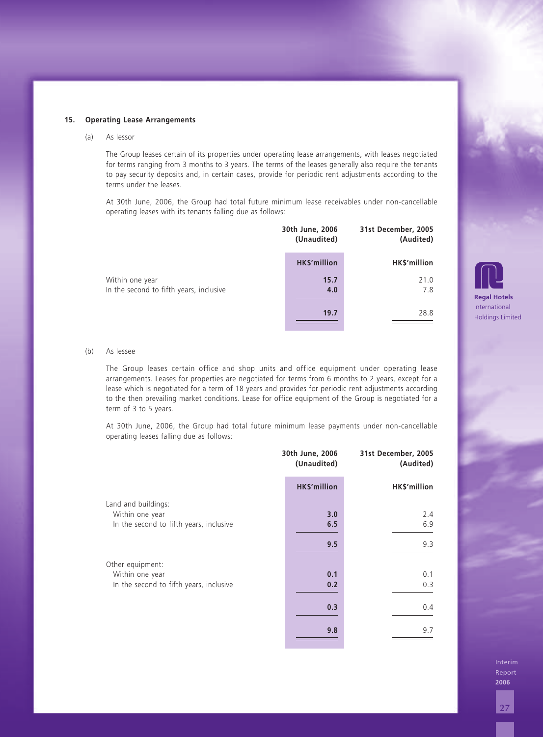**15. Operating Lease Arrangements**

(a) As lessor

The Group leases certain of its properties under operating lease arrangements, with leases negotiated for terms ranging from 3 months to 3 years. The terms of the leases generally also require the tenants to pay security deposits and, in certain cases, provide for periodic rent adjustments according to the terms under the leases.

At 30th June, 2006, the Group had total future minimum lease receivables under non-cancellable operating leases with its tenants falling due as follows:

| | 30th June, 2006 (Unaudited) | 31st December, 2005 (Audited) |
|---|---|---|
| | HK$'million | HK$'million |
| Within one year | **15.7** | 21.0 |
| In the second to fifth years, inclusive | **4.0** | 7.8 |
| | **19.7** | 28.8 |

(b) As lessee

The Group leases certain office and shop units and office equipment under operating lease arrangements. Leases for properties are negotiated for terms from 6 months to 2 years, except for a lease which is negotiated for a term of 18 years and provides for periodic rent adjustments according to the then prevailing market conditions. Lease for office equipment of the Group is negotiated for a term of 3 to 5 years.

At 30th June, 2006, the Group had total future minimum lease payments under non-cancellable operating leases falling due as follows:

| | 30th June, 2006 (Unaudited) | 31st December, 2005 (Audited) |
|---|---|---|
| | HK$'million | HK$'million |
| Land and buildings: | | |
| Within one year | **3.0** | 2.4 |
| In the second to fifth years, inclusive | **6.5** | 6.9 |
| | **9.5** | 9.3 |
| Other equipment: | | |
| Within one year | **0.1** | 0.1 |
| In the second to fifth years, inclusive | **0.2** | 0.3 |
| | **0.3** | 0.4 |
| | **9.8** | 9.7 |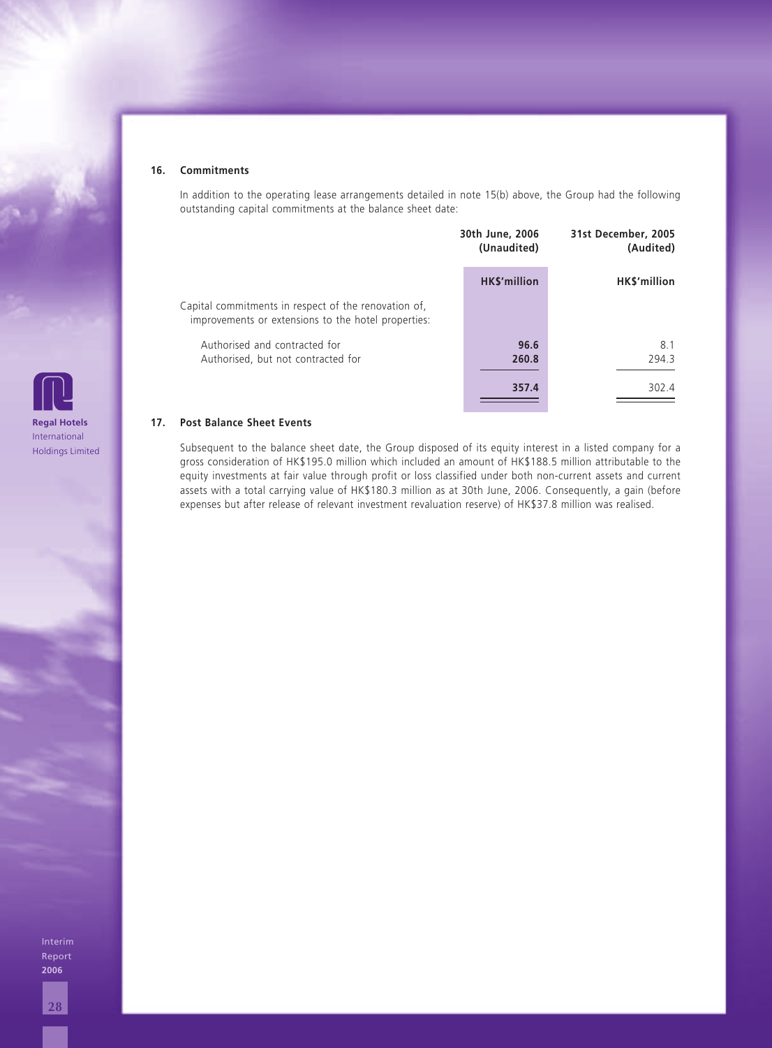## 16. Commitments

In addition to the operating lease arrangements detailed in note 15(b) above, the Group had the following outstanding capital commitments at the balance sheet date:

| | 30th June, 2006 (Unaudited) | 31st December, 2005 (Audited) |
|---|---|---|
| | **HK$'million** | **HK$'million** |
| Capital commitments in respect of the renovation of, improvements or extensions to the hotel properties: | | |
| Authorised and contracted for | **96.6** | 8.1 |
| Authorised, but not contracted for | **260.8** | 294.3 |
| | **357.4** | 302.4 |

## 17. Post Balance Sheet Events

Subsequent to the balance sheet date, the Group disposed of its equity interest in a listed company for a gross consideration of HK$195.0 million which included an amount of HK$188.5 million attributable to the equity investments at fair value through profit or loss classified under both non-current assets and current assets with a total carrying value of HK$180.3 million as at 30th June, 2006. Consequently, a gain (before expenses but after release of relevant investment revaluation reserve) of HK$37.8 million was realised.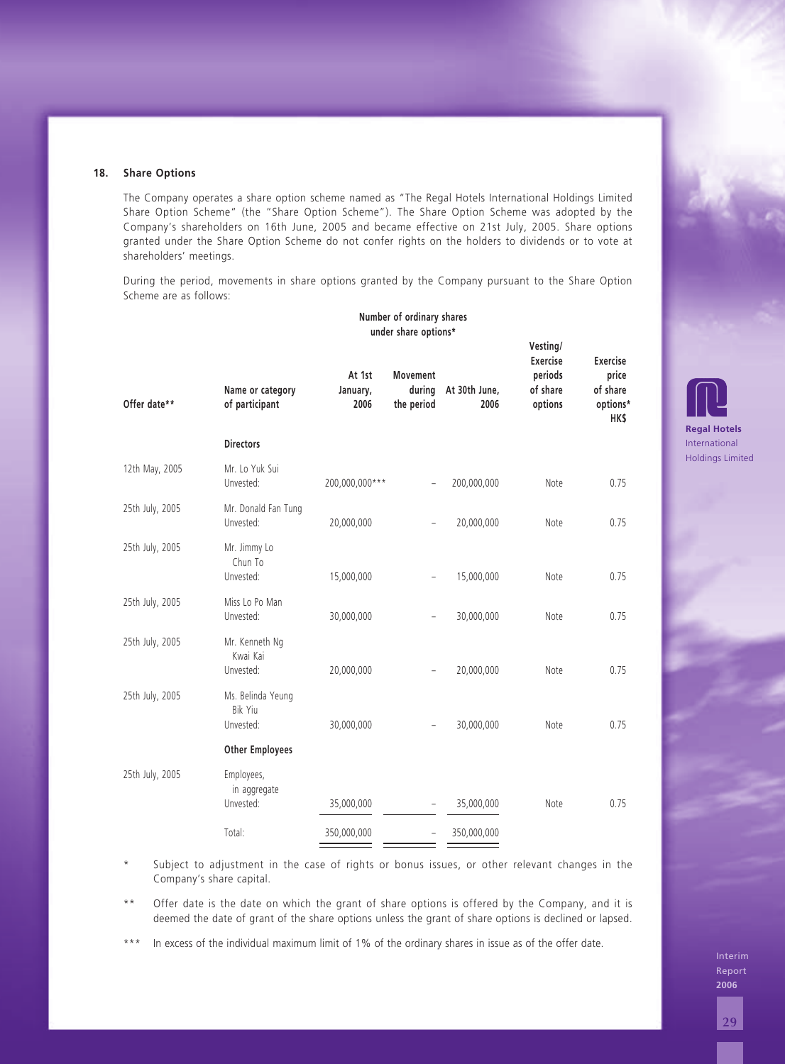### 18. Share Options

The Company operates a share option scheme named as "The Regal Hotels International Holdings Limited Share Option Scheme" (the "Share Option Scheme"). The Share Option Scheme was adopted by the Company's shareholders on 16th June, 2005 and became effective on 21st July, 2005. Share options granted under the Share Option Scheme do not confer rights on the holders to dividends or to vote at shareholders' meetings.

During the period, movements in share options granted by the Company pursuant to the Share Option Scheme are as follows:

| Offer date** | Name or category of participant | Number of ordinary shares under share options* | | | Vesting/ Exercise periods of share options | Exercise price of share options* HK$ |
|---|---|---|---|---|---|---|
| | | At 1st January, 2006 | Movement during the period | At 30th June, 2006 | | |
| | **Directors** | | | | | |
| 12th May, 2005 | Mr. Lo Yuk Sui Unvested: | 200,000,000*** | – | 200,000,000 | Note | 0.75 |
| 25th July, 2005 | Mr. Donald Fan Tung Unvested: | 20,000,000 | – | 20,000,000 | Note | 0.75 |
| 25th July, 2005 | Mr. Jimmy Lo Chun To Unvested: | 15,000,000 | – | 15,000,000 | Note | 0.75 |
| 25th July, 2005 | Miss Lo Po Man Unvested: | 30,000,000 | – | 30,000,000 | Note | 0.75 |
| 25th July, 2005 | Mr. Kenneth Ng Kwai Kai Unvested: | 20,000,000 | – | 20,000,000 | Note | 0.75 |
| 25th July, 2005 | Ms. Belinda Yeung Bik Yiu Unvested: | 30,000,000 | – | 30,000,000 | Note | 0.75 |
| | **Other Employees** | | | | | |
| 25th July, 2005 | Employees, in aggregate Unvested: | 35,000,000 | – | 35,000,000 | Note | 0.75 |
| | Total: | 350,000,000 | – | 350,000,000 | | |

\* Subject to adjustment in the case of rights or bonus issues, or other relevant changes in the Company's share capital.

\*\* Offer date is the date on which the grant of share options is offered by the Company, and it is deemed the date of grant of the share options unless the grant of share options is declined or lapsed.

\*\*\* In excess of the individual maximum limit of 1% of the ordinary shares in issue as of the offer date.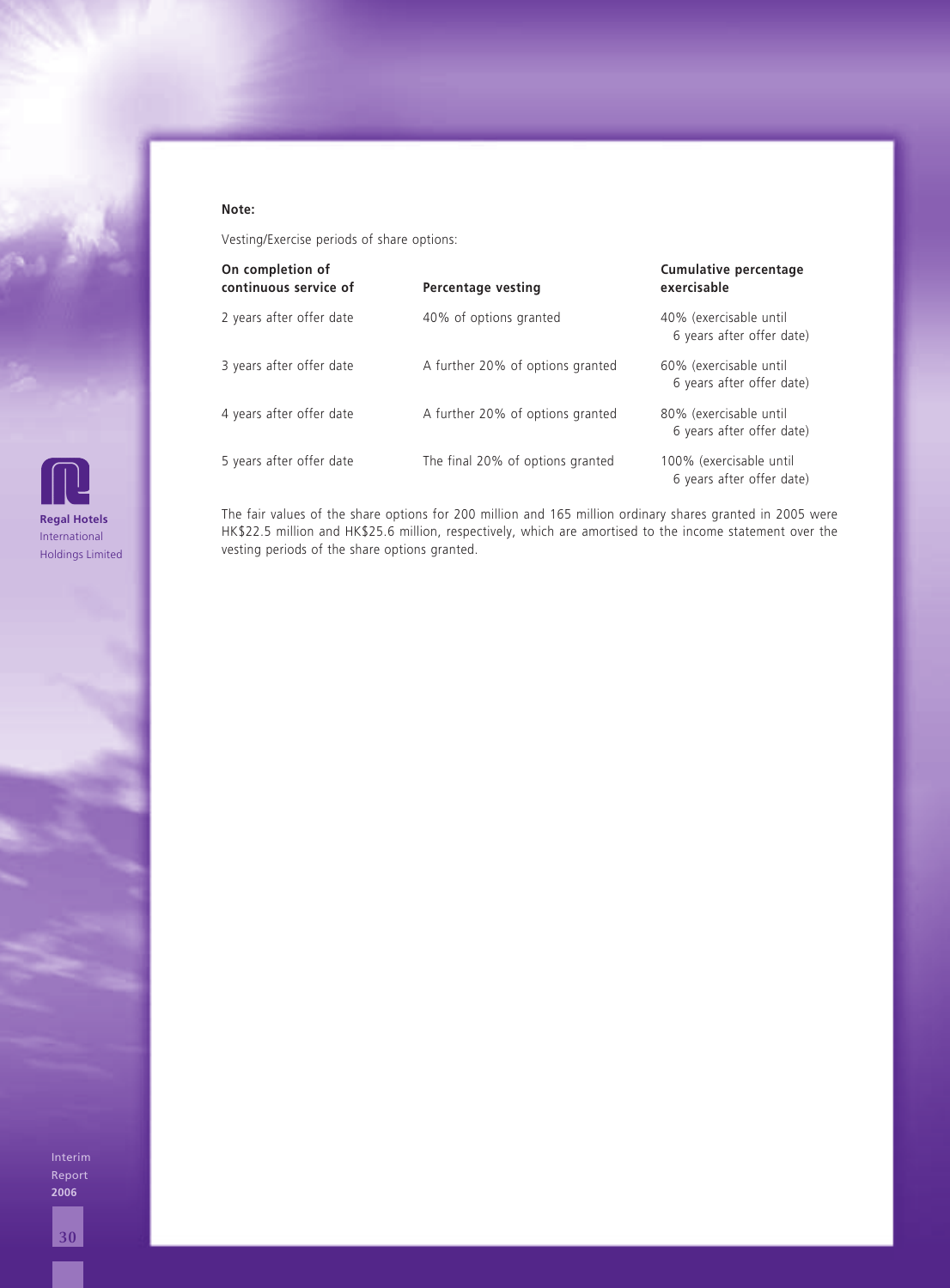**Note:**

Vesting/Exercise periods of share options:

| On completion of continuous service of | Percentage vesting | Cumulative percentage exercisable |
|---|---|---|
| 2 years after offer date | 40% of options granted | 40% (exercisable until 6 years after offer date) |
| 3 years after offer date | A further 20% of options granted | 60% (exercisable until 6 years after offer date) |
| 4 years after offer date | A further 20% of options granted | 80% (exercisable until 6 years after offer date) |
| 5 years after offer date | The final 20% of options granted | 100% (exercisable until 6 years after offer date) |

The fair values of the share options for 200 million and 165 million ordinary shares granted in 2005 were HK$22.5 million and HK$25.6 million, respectively, which are amortised to the income statement over the vesting periods of the share options granted.